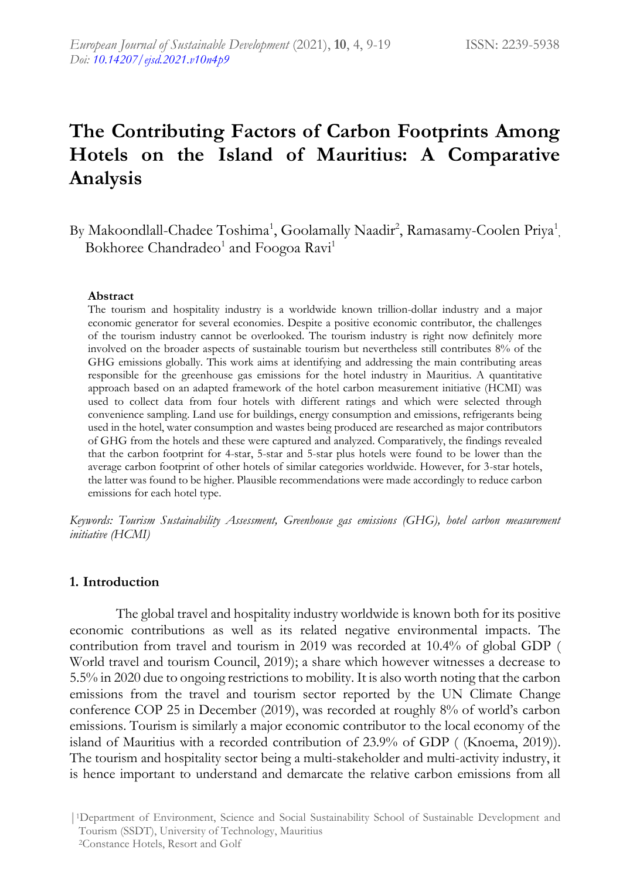# The Contributing Factors of Carbon Footprints Among Hotels on the Island of Mauritius: A Comparative Analysis

By Makoondlall-Chadee Toshima[1], Goolamally Naadir[2], Ramasamy-Coolen Priya[1], Bokhoree Chandradeo[1] and Foogoa Ravi[1]

**Abstract**

The tourism and hospitality industry is a worldwide known trillion-dollar industry and a major economic generator for several economies. Despite a positive economic contributor, the challenges of the tourism industry cannot be overlooked. The tourism industry is right now definitely more involved on the broader aspects of sustainable tourism but nevertheless still contributes 8% of the GHG emissions globally. This work aims at identifying and addressing the main contributing areas responsible for the greenhouse gas emissions for the hotel industry in Mauritius. A quantitative approach based on an adapted framework of the hotel carbon measurement initiative (HCMI) was used to collect data from four hotels with different ratings and which were selected through convenience sampling. Land use for buildings, energy consumption and emissions, refrigerants being used in the hotel, water consumption and wastes being produced are researched as major contributors of GHG from the hotels and these were captured and analyzed. Comparatively, the findings revealed that the carbon footprint for 4-star, 5-star and 5-star plus hotels were found to be lower than the average carbon footprint of other hotels of similar categories worldwide. However, for 3-star hotels, the latter was found to be higher. Plausible recommendations were made accordingly to reduce carbon emissions for each hotel type.

*Keywords: Tourism Sustainability Assessment, Greenhouse gas emissions (GHG), hotel carbon measurement initiative (HCMI)*

## 1. Introduction

The global travel and hospitality industry worldwide is known both for its positive economic contributions as well as its related negative environmental impacts. The contribution from travel and tourism in 2019 was recorded at 10.4% of global GDP ( World travel and tourism Council, 2019); a share which however witnesses a decrease to 5.5% in 2020 due to ongoing restrictions to mobility. It is also worth noting that the carbon emissions from the travel and tourism sector reported by the UN Climate Change conference COP 25 in December (2019), was recorded at roughly 8% of world's carbon emissions. Tourism is similarly a major economic contributor to the local economy of the island of Mauritius with a recorded contribution of 23.9% of GDP ( (Knoema, 2019)). The tourism and hospitality sector being a multi-stakeholder and multi-activity industry, it is hence important to understand and demarcate the relative carbon emissions from all

[1]Department of Environment, Science and Social Sustainability School of Sustainable Development and Tourism (SSDT), University of Technology, Mauritius

[2]Constance Hotels, Resort and Golf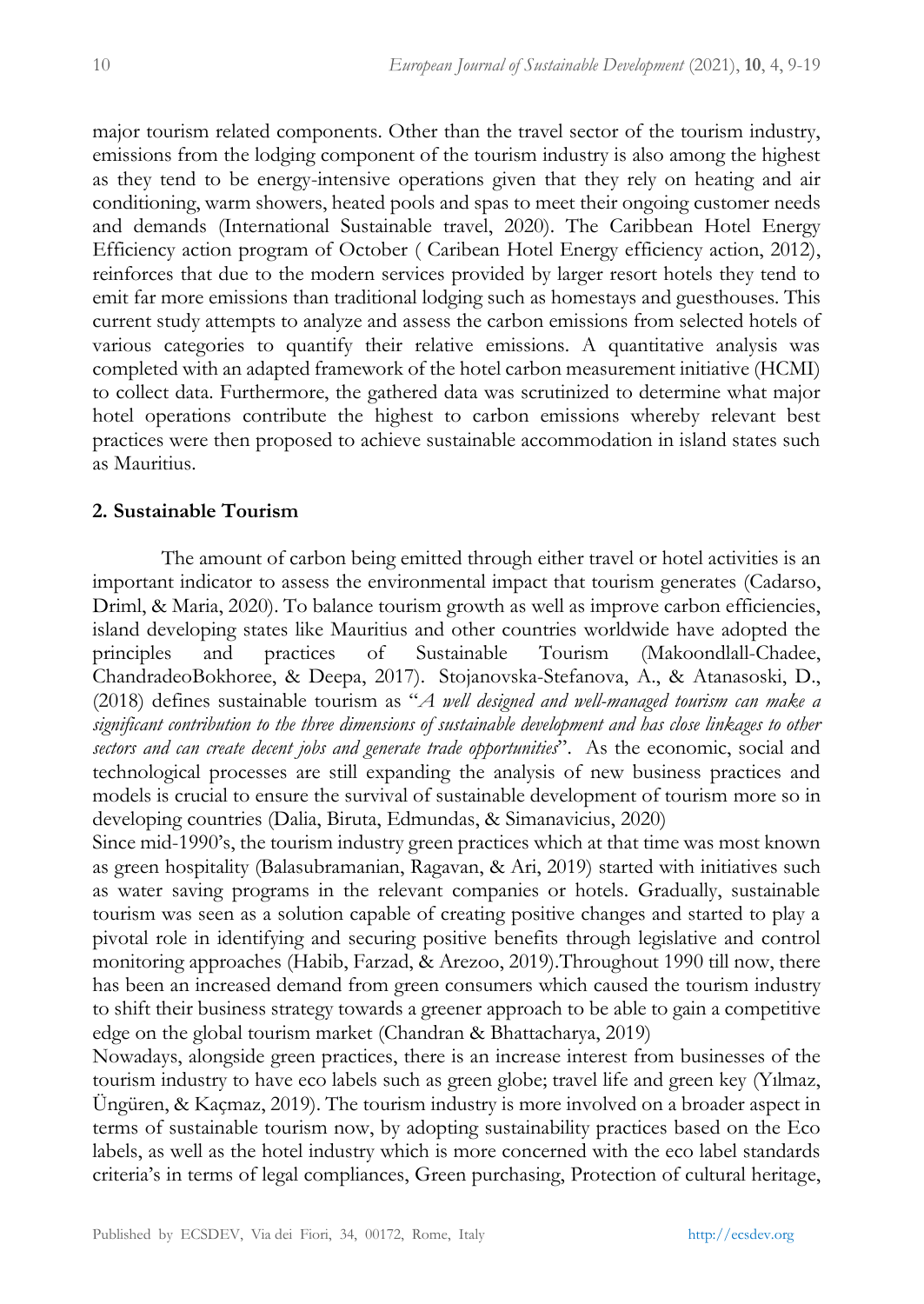major tourism related components. Other than the travel sector of the tourism industry, emissions from the lodging component of the tourism industry is also among the highest as they tend to be energy-intensive operations given that they rely on heating and air conditioning, warm showers, heated pools and spas to meet their ongoing customer needs and demands (International Sustainable travel, 2020). The Caribbean Hotel Energy Efficiency action program of October ( Caribean Hotel Energy efficiency action, 2012), reinforces that due to the modern services provided by larger resort hotels they tend to emit far more emissions than traditional lodging such as homestays and guesthouses. This current study attempts to analyze and assess the carbon emissions from selected hotels of various categories to quantify their relative emissions. A quantitative analysis was completed with an adapted framework of the hotel carbon measurement initiative (HCMI) to collect data. Furthermore, the gathered data was scrutinized to determine what major hotel operations contribute the highest to carbon emissions whereby relevant best practices were then proposed to achieve sustainable accommodation in island states such as Mauritius.

## 2. Sustainable Tourism

The amount of carbon being emitted through either travel or hotel activities is an important indicator to assess the environmental impact that tourism generates (Cadarso, Driml, & Maria, 2020). To balance tourism growth as well as improve carbon efficiencies, island developing states like Mauritius and other countries worldwide have adopted the principles and practices of Sustainable Tourism (Makoondlall-Chadee, ChandradeoBokhoree, & Deepa, 2017). Stojanovska-Stefanova, A., & Atanasoski, D., (2018) defines sustainable tourism as "*A well designed and well-managed tourism can make a significant contribution to the three dimensions of sustainable development and has close linkages to other sectors and can create decent jobs and generate trade opportunities*". As the economic, social and technological processes are still expanding the analysis of new business practices and models is crucial to ensure the survival of sustainable development of tourism more so in developing countries (Dalia, Biruta, Edmundas, & Simanavicius, 2020)

Since mid-1990's, the tourism industry green practices which at that time was most known as green hospitality (Balasubramanian, Ragavan, & Ari, 2019) started with initiatives such as water saving programs in the relevant companies or hotels. Gradually, sustainable tourism was seen as a solution capable of creating positive changes and started to play a pivotal role in identifying and securing positive benefits through legislative and control monitoring approaches (Habib, Farzad, & Arezoo, 2019).Throughout 1990 till now, there has been an increased demand from green consumers which caused the tourism industry to shift their business strategy towards a greener approach to be able to gain a competitive edge on the global tourism market (Chandran & Bhattacharya, 2019)

Nowadays, alongside green practices, there is an increase interest from businesses of the tourism industry to have eco labels such as green globe; travel life and green key (Yılmaz, Üngüren, & Kaçmaz, 2019). The tourism industry is more involved on a broader aspect in terms of sustainable tourism now, by adopting sustainability practices based on the Eco labels, as well as the hotel industry which is more concerned with the eco label standards criteria's in terms of legal compliances, Green purchasing, Protection of cultural heritage,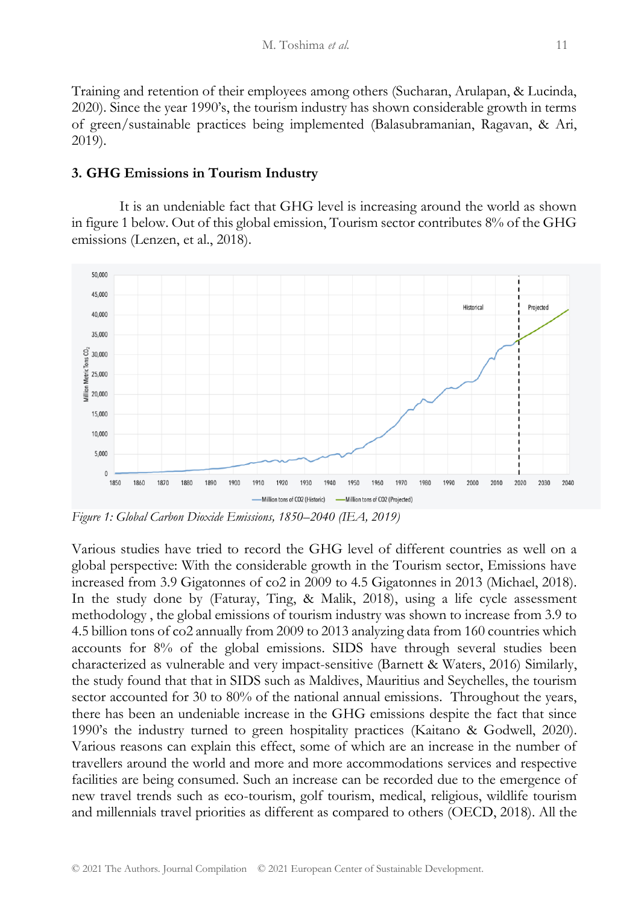Training and retention of their employees among others (Sucharan, Arulapan, & Lucinda, 2020). Since the year 1990's, the tourism industry has shown considerable growth in terms of green/sustainable practices being implemented (Balasubramanian, Ragavan, & Ari, 2019).

### 3. GHG Emissions in Tourism Industry

It is an undeniable fact that GHG level is increasing around the world as shown in figure 1 below. Out of this global emission, Tourism sector contributes 8% of the GHG emissions (Lenzen, et al., 2018).

*Figure 1: Global Carbon Dioxide Emissions, 1850–2040 (IEA, 2019)*

Various studies have tried to record the GHG level of different countries as well on a global perspective: With the considerable growth in the Tourism sector, Emissions have increased from 3.9 Gigatonnes of co2 in 2009 to 4.5 Gigatonnes in 2013 (Michael, 2018). In the study done by (Faturay, Ting, & Malik, 2018), using a life cycle assessment methodology , the global emissions of tourism industry was shown to increase from 3.9 to 4.5 billion tons of co2 annually from 2009 to 2013 analyzing data from 160 countries which accounts for 8% of the global emissions. SIDS have through several studies been characterized as vulnerable and very impact-sensitive (Barnett & Waters, 2016) Similarly, the study found that that in SIDS such as Maldives, Mauritius and Seychelles, the tourism sector accounted for 30 to 80% of the national annual emissions. Throughout the years, there has been an undeniable increase in the GHG emissions despite the fact that since 1990's the industry turned to green hospitality practices (Kaitano & Godwell, 2020). Various reasons can explain this effect, some of which are an increase in the number of travellers around the world and more and more accommodations services and respective facilities are being consumed. Such an increase can be recorded due to the emergence of new travel trends such as eco-tourism, golf tourism, medical, religious, wildlife tourism and millennials travel priorities as different as compared to others (OECD, 2018). All the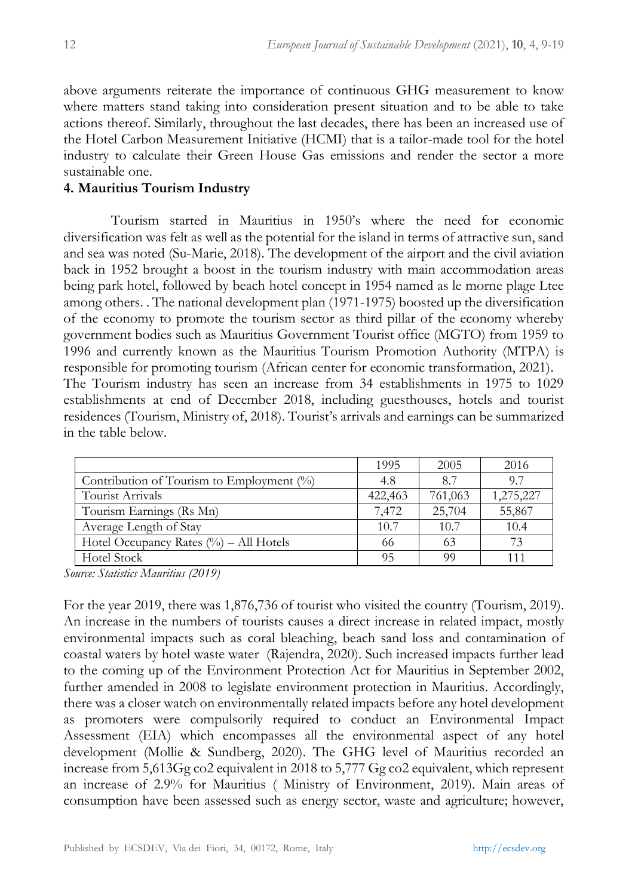above arguments reiterate the importance of continuous GHG measurement to know where matters stand taking into consideration present situation and to be able to take actions thereof. Similarly, throughout the last decades, there has been an increased use of the Hotel Carbon Measurement Initiative (HCMI) that is a tailor-made tool for the hotel industry to calculate their Green House Gas emissions and render the sector a more sustainable one.

## 4. Mauritius Tourism Industry

Tourism started in Mauritius in 1950's where the need for economic diversification was felt as well as the potential for the island in terms of attractive sun, sand and sea was noted (Su-Marie, 2018). The development of the airport and the civil aviation back in 1952 brought a boost in the tourism industry with main accommodation areas being park hotel, followed by beach hotel concept in 1954 named as le morne plage Ltee among others. . The national development plan (1971-1975) boosted up the diversification of the economy to promote the tourism sector as third pillar of the economy whereby government bodies such as Mauritius Government Tourist office (MGTO) from 1959 to 1996 and currently known as the Mauritius Tourism Promotion Authority (MTPA) is responsible for promoting tourism (African center for economic transformation, 2021).

The Tourism industry has seen an increase from 34 establishments in 1975 to 1029 establishments at end of December 2018, including guesthouses, hotels and tourist residences (Tourism, Ministry of, 2018). Tourist's arrivals and earnings can be summarized in the table below.

| | 1995 | 2005 | 2016 |
|---|---|---|---|
| Contribution of Tourism to Employment (%) | 4.8 | 8.7 | 9.7 |
| Tourist Arrivals | 422,463 | 761,063 | 1,275,227 |
| Tourism Earnings (Rs Mn) | 7,472 | 25,704 | 55,867 |
| Average Length of Stay | 10.7 | 10.7 | 10.4 |
| Hotel Occupancy Rates (%) – All Hotels | 66 | 63 | 73 |
| Hotel Stock | 95 | 99 | 111 |

*Source: Statistics Mauritius (2019)*

For the year 2019, there was 1,876,736 of tourist who visited the country (Tourism, 2019). An increase in the numbers of tourists causes a direct increase in related impact, mostly environmental impacts such as coral bleaching, beach sand loss and contamination of coastal waters by hotel waste water (Rajendra, 2020). Such increased impacts further lead to the coming up of the Environment Protection Act for Mauritius in September 2002, further amended in 2008 to legislate environment protection in Mauritius. Accordingly, there was a closer watch on environmentally related impacts before any hotel development as promoters were compulsorily required to conduct an Environmental Impact Assessment (EIA) which encompasses all the environmental aspect of any hotel development (Mollie & Sundberg, 2020). The GHG level of Mauritius recorded an increase from 5,613Gg co2 equivalent in 2018 to 5,777 Gg co2 equivalent, which represent an increase of 2.9% for Mauritius ( Ministry of Environment, 2019). Main areas of consumption have been assessed such as energy sector, waste and agriculture; however,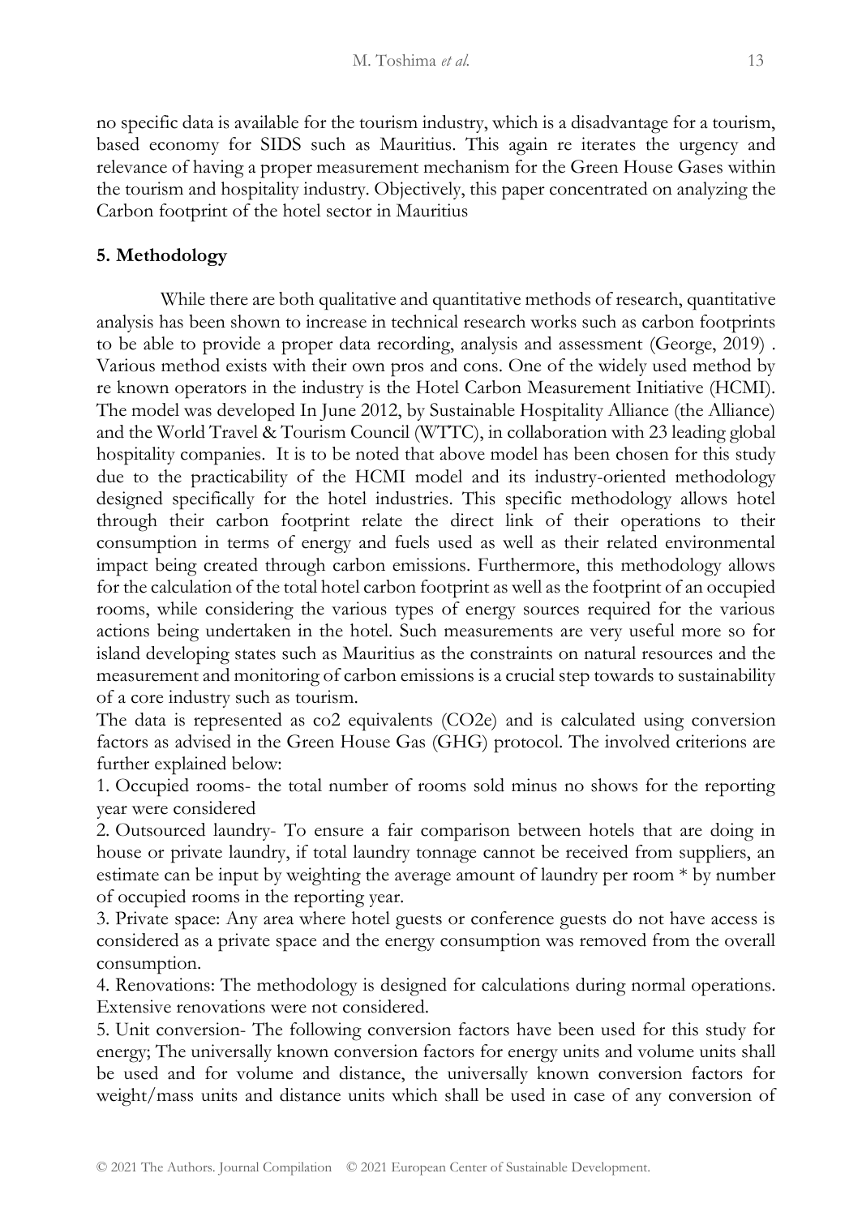no specific data is available for the tourism industry, which is a disadvantage for a tourism, based economy for SIDS such as Mauritius. This again re iterates the urgency and relevance of having a proper measurement mechanism for the Green House Gases within the tourism and hospitality industry. Objectively, this paper concentrated on analyzing the Carbon footprint of the hotel sector in Mauritius

## 5. Methodology

While there are both qualitative and quantitative methods of research, quantitative analysis has been shown to increase in technical research works such as carbon footprints to be able to provide a proper data recording, analysis and assessment (George, 2019) . Various method exists with their own pros and cons. One of the widely used method by re known operators in the industry is the Hotel Carbon Measurement Initiative (HCMI). The model was developed In June 2012, by Sustainable Hospitality Alliance (the Alliance) and the World Travel & Tourism Council (WTTC), in collaboration with 23 leading global hospitality companies. It is to be noted that above model has been chosen for this study due to the practicability of the HCMI model and its industry-oriented methodology designed specifically for the hotel industries. This specific methodology allows hotel through their carbon footprint relate the direct link of their operations to their consumption in terms of energy and fuels used as well as their related environmental impact being created through carbon emissions. Furthermore, this methodology allows for the calculation of the total hotel carbon footprint as well as the footprint of an occupied rooms, while considering the various types of energy sources required for the various actions being undertaken in the hotel. Such measurements are very useful more so for island developing states such as Mauritius as the constraints on natural resources and the measurement and monitoring of carbon emissions is a crucial step towards to sustainability of a core industry such as tourism.

The data is represented as co2 equivalents ($CO_2e$) and is calculated using conversion factors as advised in the Green House Gas (GHG) protocol. The involved criterions are further explained below:

1. Occupied rooms- the total number of rooms sold minus no shows for the reporting year were considered
2. Outsourced laundry- To ensure a fair comparison between hotels that are doing in house or private laundry, if total laundry tonnage cannot be received from suppliers, an estimate can be input by weighting the average amount of laundry per room * by number of occupied rooms in the reporting year.
3. Private space: Any area where hotel guests or conference guests do not have access is considered as a private space and the energy consumption was removed from the overall consumption.
4. Renovations: The methodology is designed for calculations during normal operations. Extensive renovations were not considered.
5. Unit conversion- The following conversion factors have been used for this study for energy; The universally known conversion factors for energy units and volume units shall be used and for volume and distance, the universally known conversion factors for weight/mass units and distance units which shall be used in case of any conversion of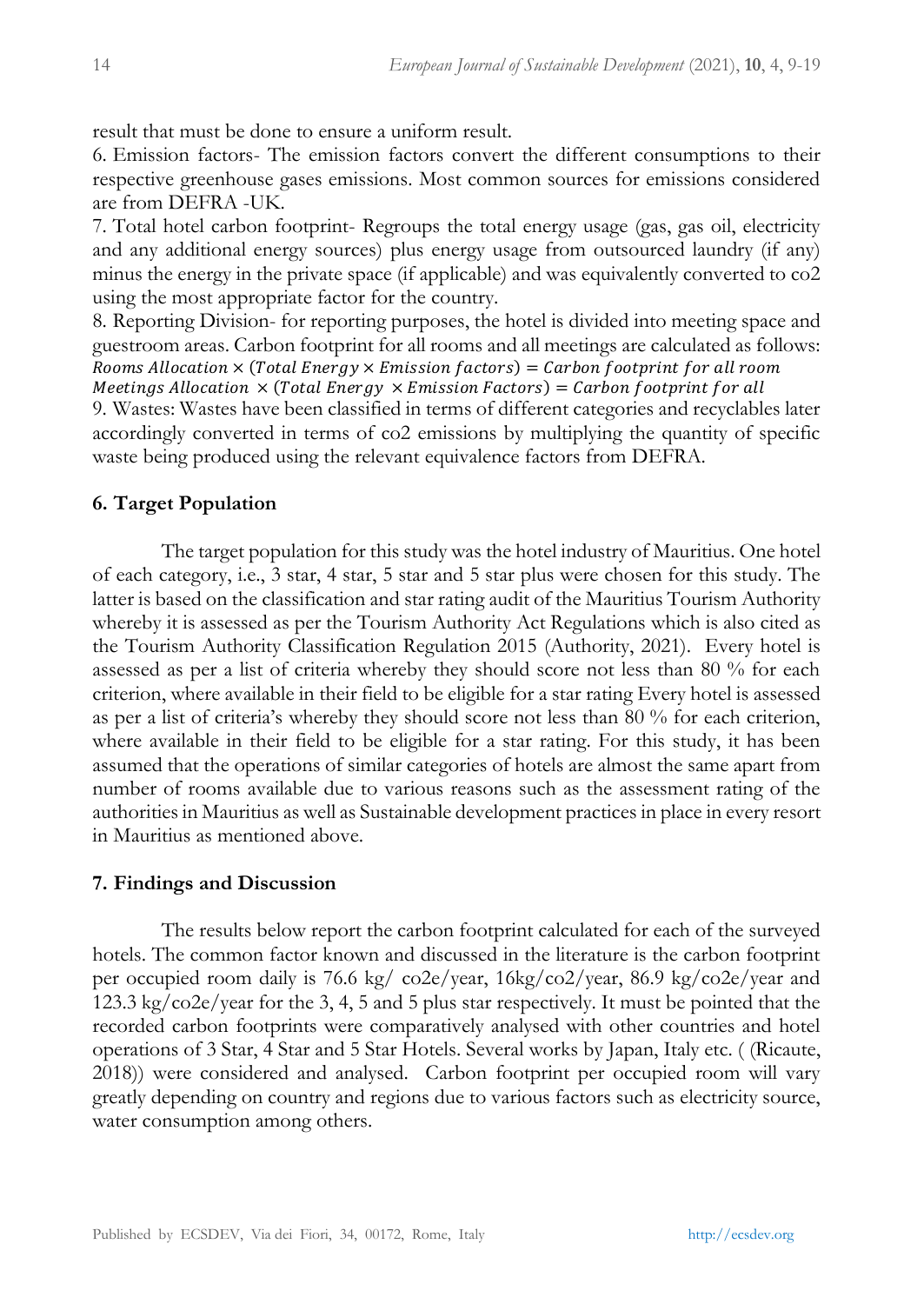result that must be done to ensure a uniform result.

6. Emission factors- The emission factors convert the different consumptions to their respective greenhouse gases emissions. Most common sources for emissions considered are from DEFRA -UK.

7. Total hotel carbon footprint- Regroups the total energy usage (gas, gas oil, electricity and any additional energy sources) plus energy usage from outsourced laundry (if any) minus the energy in the private space (if applicable) and was equivalently converted to co2 using the most appropriate factor for the country.

8. Reporting Division- for reporting purposes, the hotel is divided into meeting space and guestroom areas. Carbon footprint for all rooms and all meetings are calculated as follows:

$$Rooms\ Allocation \times (Total\ Energy \times Emission\ factors) = Carbon\ footprint\ for\ all\ room$$

$$Meetings\ Allocation\ \times (Total\ Energy\ \times Emission\ Factors) = Carbon\ footprint\ for\ all$$

9. Wastes: Wastes have been classified in terms of different categories and recyclables later accordingly converted in terms of co2 emissions by multiplying the quantity of specific waste being produced using the relevant equivalence factors from DEFRA.

## 6. Target Population

The target population for this study was the hotel industry of Mauritius. One hotel of each category, i.e., 3 star, 4 star, 5 star and 5 star plus were chosen for this study. The latter is based on the classification and star rating audit of the Mauritius Tourism Authority whereby it is assessed as per the Tourism Authority Act Regulations which is also cited as the Tourism Authority Classification Regulation 2015 (Authority, 2021). Every hotel is assessed as per a list of criteria whereby they should score not less than 80 % for each criterion, where available in their field to be eligible for a star rating Every hotel is assessed as per a list of criteria's whereby they should score not less than 80 % for each criterion, where available in their field to be eligible for a star rating. For this study, it has been assumed that the operations of similar categories of hotels are almost the same apart from number of rooms available due to various reasons such as the assessment rating of the authorities in Mauritius as well as Sustainable development practices in place in every resort in Mauritius as mentioned above.

## 7. Findings and Discussion

The results below report the carbon footprint calculated for each of the surveyed hotels. The common factor known and discussed in the literature is the carbon footprint per occupied room daily is 76.6 kg/ co2e/year, 16kg/co2/year, 86.9 kg/co2e/year and 123.3 kg/co2e/year for the 3, 4, 5 and 5 plus star respectively. It must be pointed that the recorded carbon footprints were comparatively analysed with other countries and hotel operations of 3 Star, 4 Star and 5 Star Hotels. Several works by Japan, Italy etc. ( (Ricaute, 2018)) were considered and analysed. Carbon footprint per occupied room will vary greatly depending on country and regions due to various factors such as electricity source, water consumption among others.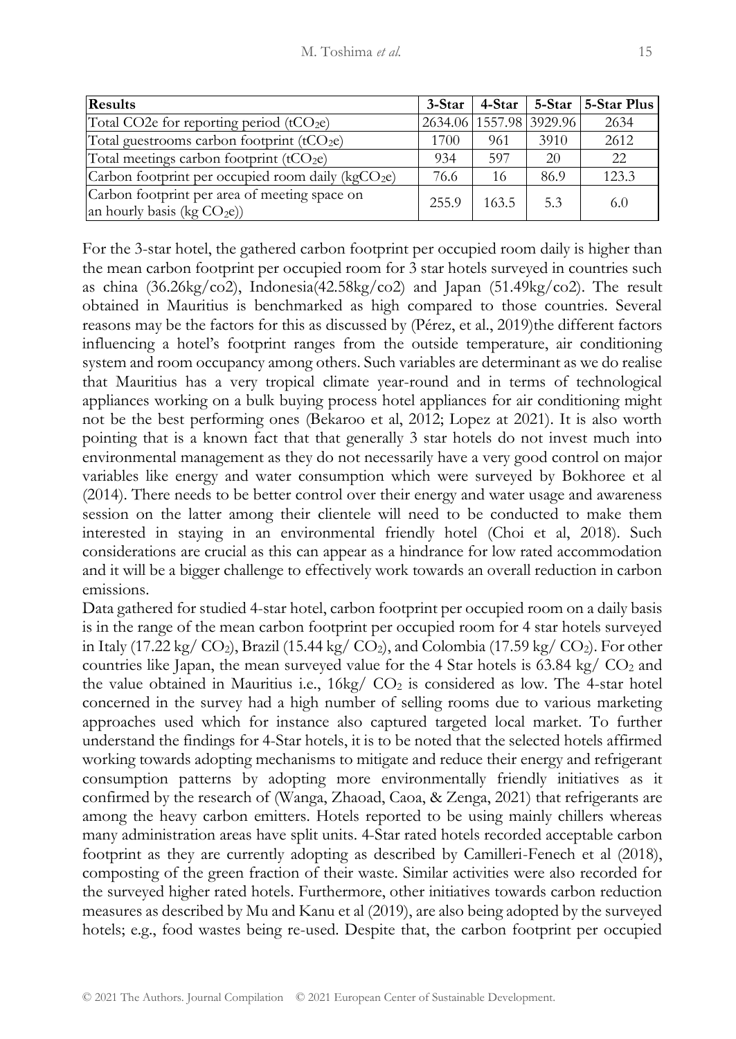| Results | 3-Star | 4-Star | 5-Star | 5-Star Plus |
|---|---|---|---|---|
| Total CO2e for reporting period ($tCO_2e$) | 2634.06 | 1557.98 | 3929.96 | 2634 |
| Total guestrooms carbon footprint ($tCO_2e$) | 1700 | 961 | 3910 | 2612 |
| Total meetings carbon footprint ($tCO_2e$) | 934 | 597 | 20 | 22 |
| Carbon footprint per occupied room daily ($kgCO_2e$) | 76.6 | 16 | 86.9 | 123.3 |
| Carbon footprint per area of meeting space on an hourly basis (kg $CO_2e$)) | 255.9 | 163.5 | 5.3 | 6.0 |

For the 3-star hotel, the gathered carbon footprint per occupied room daily is higher than the mean carbon footprint per occupied room for 3 star hotels surveyed in countries such as china (36.26kg/co2), Indonesia(42.58kg/co2) and Japan (51.49kg/co2). The result obtained in Mauritius is benchmarked as high compared to those countries. Several reasons may be the factors for this as discussed by (Pérez, et al., 2019)the different factors influencing a hotel's footprint ranges from the outside temperature, air conditioning system and room occupancy among others. Such variables are determinant as we do realise that Mauritius has a very tropical climate year-round and in terms of technological appliances working on a bulk buying process hotel appliances for air conditioning might not be the best performing ones (Bekaroo et al, 2012; Lopez at 2021). It is also worth pointing that is a known fact that that generally 3 star hotels do not invest much into environmental management as they do not necessarily have a very good control on major variables like energy and water consumption which were surveyed by Bokhoree et al (2014). There needs to be better control over their energy and water usage and awareness session on the latter among their clientele will need to be conducted to make them interested in staying in an environmental friendly hotel (Choi et al, 2018). Such considerations are crucial as this can appear as a hindrance for low rated accommodation and it will be a bigger challenge to effectively work towards an overall reduction in carbon emissions.

Data gathered for studied 4-star hotel, carbon footprint per occupied room on a daily basis is in the range of the mean carbon footprint per occupied room for 4 star hotels surveyed in Italy (17.22 kg/ $CO_2$), Brazil (15.44 kg/ $CO_2$), and Colombia (17.59 kg/ $CO_2$). For other countries like Japan, the mean surveyed value for the 4 Star hotels is 63.84 kg/ $CO_2$ and the value obtained in Mauritius i.e., 16kg/ $CO_2$ is considered as low. The 4-star hotel concerned in the survey had a high number of selling rooms due to various marketing approaches used which for instance also captured targeted local market. To further understand the findings for 4-Star hotels, it is to be noted that the selected hotels affirmed working towards adopting mechanisms to mitigate and reduce their energy and refrigerant consumption patterns by adopting more environmentally friendly initiatives as it confirmed by the research of (Wanga, Zhaoad, Caoa, & Zenga, 2021) that refrigerants are among the heavy carbon emitters. Hotels reported to be using mainly chillers whereas many administration areas have split units. 4-Star rated hotels recorded acceptable carbon footprint as they are currently adopting as described by Camilleri-Fenech et al (2018), composting of the green fraction of their waste. Similar activities were also recorded for the surveyed higher rated hotels. Furthermore, other initiatives towards carbon reduction measures as described by Mu and Kanu et al (2019), are also being adopted by the surveyed hotels; e.g., food wastes being re-used. Despite that, the carbon footprint per occupied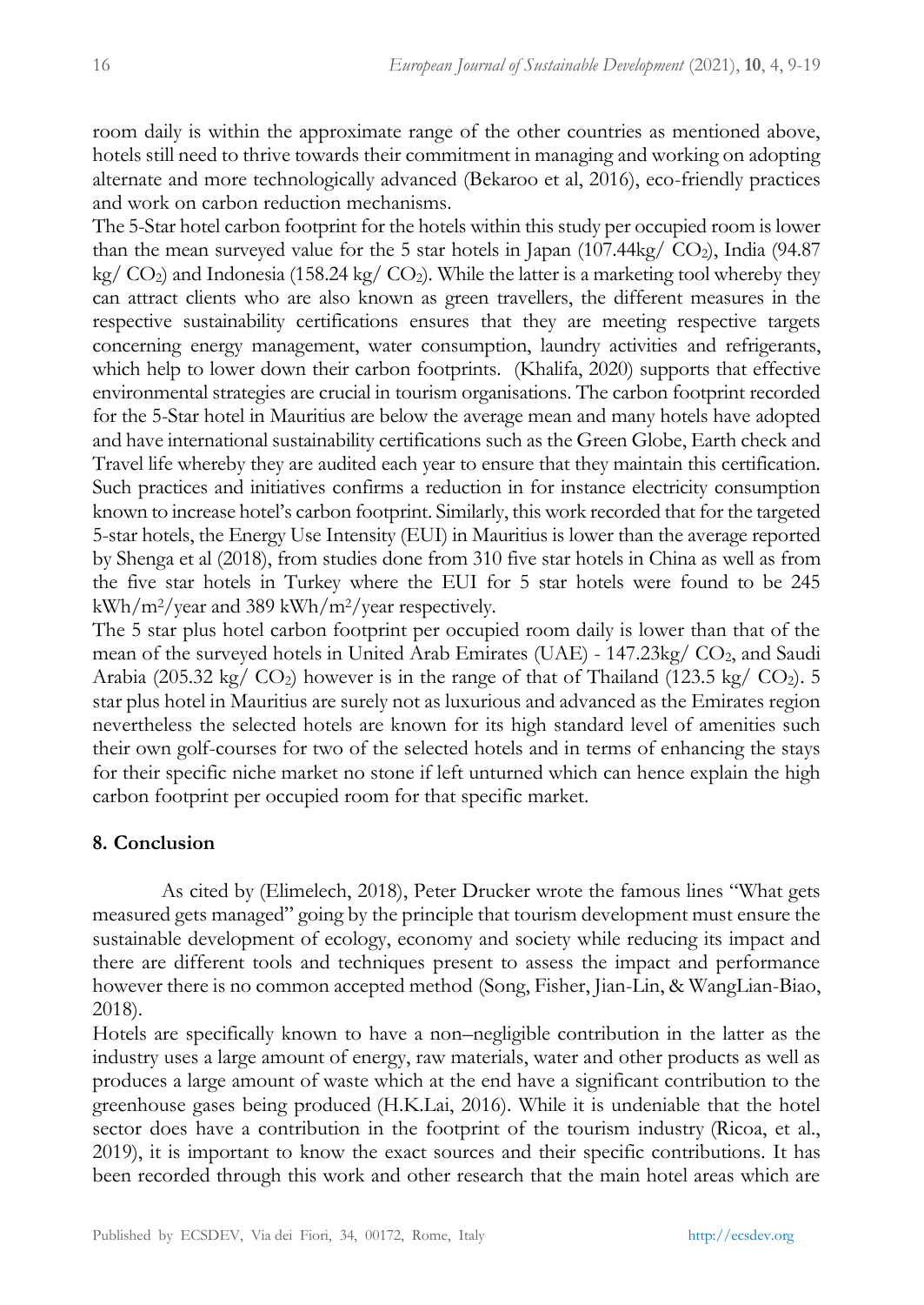room daily is within the approximate range of the other countries as mentioned above, hotels still need to thrive towards their commitment in managing and working on adopting alternate and more technologically advanced (Bekaroo et al, 2016), eco-friendly practices and work on carbon reduction mechanisms.

The 5-Star hotel carbon footprint for the hotels within this study per occupied room is lower than the mean surveyed value for the 5 star hotels in Japan (107.44kg/ $CO_2$), India (94.87 kg/ $CO_2$) and Indonesia (158.24 kg/ $CO_2$). While the latter is a marketing tool whereby they can attract clients who are also known as green travellers, the different measures in the respective sustainability certifications ensures that they are meeting respective targets concerning energy management, water consumption, laundry activities and refrigerants, which help to lower down their carbon footprints. (Khalifa, 2020) supports that effective environmental strategies are crucial in tourism organisations. The carbon footprint recorded for the 5-Star hotel in Mauritius are below the average mean and many hotels have adopted and have international sustainability certifications such as the Green Globe, Earth check and Travel life whereby they are audited each year to ensure that they maintain this certification. Such practices and initiatives confirms a reduction in for instance electricity consumption known to increase hotel's carbon footprint. Similarly, this work recorded that for the targeted 5-star hotels, the Energy Use Intensity (EUI) in Mauritius is lower than the average reported by Shenga et al (2018), from studies done from 310 five star hotels in China as well as from the five star hotels in Turkey where the EUI for 5 star hotels were found to be 245 kWh/$m^2$/year and 389 kWh/$m^2$/year respectively.

The 5 star plus hotel carbon footprint per occupied room daily is lower than that of the mean of the surveyed hotels in United Arab Emirates (UAE) - 147.23kg/ $CO_2$, and Saudi Arabia (205.32 kg/ $CO_2$) however is in the range of that of Thailand (123.5 kg/ $CO_2$). 5 star plus hotel in Mauritius are surely not as luxurious and advanced as the Emirates region nevertheless the selected hotels are known for its high standard level of amenities such their own golf-courses for two of the selected hotels and in terms of enhancing the stays for their specific niche market no stone if left unturned which can hence explain the high carbon footprint per occupied room for that specific market.

## 8. Conclusion

As cited by (Elimelech, 2018), Peter Drucker wrote the famous lines "What gets measured gets managed" going by the principle that tourism development must ensure the sustainable development of ecology, economy and society while reducing its impact and there are different tools and techniques present to assess the impact and performance however there is no common accepted method (Song, Fisher, Jian-Lin, & WangLian-Biao, 2018).

Hotels are specifically known to have a non–negligible contribution in the latter as the industry uses a large amount of energy, raw materials, water and other products as well as produces a large amount of waste which at the end have a significant contribution to the greenhouse gases being produced (H.K.Lai, 2016). While it is undeniable that the hotel sector does have a contribution in the footprint of the tourism industry (Ricoa, et al., 2019), it is important to know the exact sources and their specific contributions. It has been recorded through this work and other research that the main hotel areas which are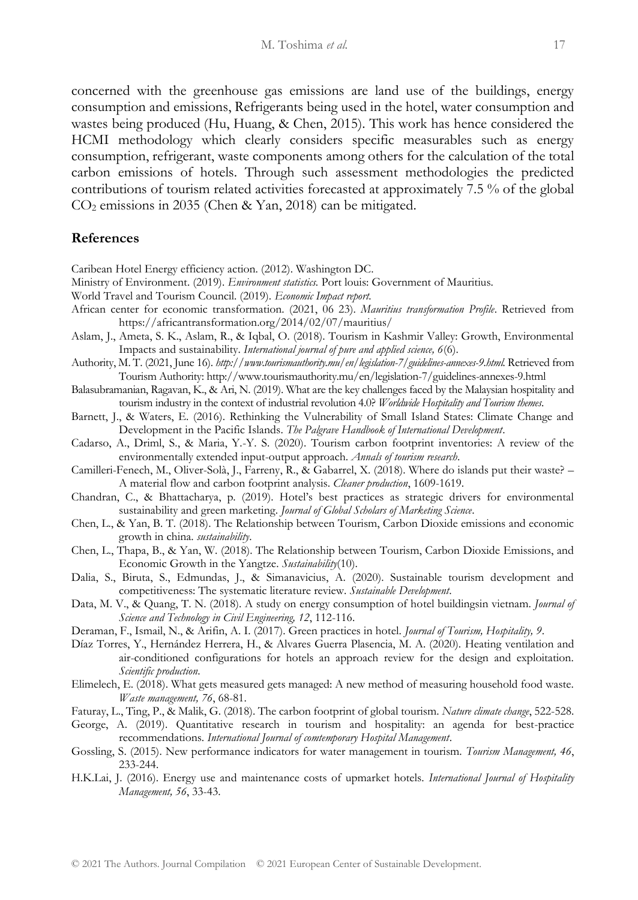concerned with the greenhouse gas emissions are land use of the buildings, energy consumption and emissions, Refrigerants being used in the hotel, water consumption and wastes being produced (Hu, Huang, & Chen, 2015). This work has hence considered the HCMI methodology which clearly considers specific measurables such as energy consumption, refrigerant, waste components among others for the calculation of the total carbon emissions of hotels. Through such assessment methodologies the predicted contributions of tourism related activities forecasted at approximately 7.5 % of the global $CO_2$ emissions in 2035 (Chen & Yan, 2018) can be mitigated.

## References

Caribean Hotel Energy efficiency action. (2012). Washington DC.

Ministry of Environment. (2019). *Environment statistics.* Port louis: Government of Mauritius.

World Travel and Tourism Council. (2019). *Economic Impact report.*

African center for economic transformation. (2021, 06 23). *Mauritius transformation Profile*. Retrieved from https://africantransformation.org/2014/02/07/mauritius/

Aslam, J., Ameta, S. K., Aslam, R., & Iqbal, O. (2018). Tourism in Kashmir Valley: Growth, Environmental Impacts and sustainability. *International journal of pure and applied science, 6*(6).

Authority, M. T. (2021, June 16). *http://www.tourismauthority.mu/en/legislation-7/guidelines-annexes-9.html.* Retrieved from Tourism Authority: http://www.tourismauthority.mu/en/legislation-7/guidelines-annexes-9.html

Balasubramanian, Ragavan, K., & Ari, N. (2019). What are the key challenges faced by the Malaysian hospitality and tourism industry in the context of industrial revolution 4.0? *Worldwide Hospitality and Tourism themes*.

Barnett, J., & Waters, E. (2016). Rethinking the Vulnerability of Small Island States: Climate Change and Development in the Pacific Islands. *The Palgrave Handbook of International Development*.

Cadarso, A., Driml, S., & Maria, Y.-Y. S. (2020). Tourism carbon footprint inventories: A review of the environmentally extended input-output approach. *Annals of tourism research*.

Camilleri-Fenech, M., Oliver-Solà, J., Farreny, R., & Gabarrel, X. (2018). Where do islands put their waste? – A material flow and carbon footprint analysis. *Cleaner production*, 1609-1619.

Chandran, C., & Bhattacharya, p. (2019). Hotel's best practices as strategic drivers for environmental sustainability and green marketing. *Journal of Global Scholars of Marketing Science*.

Chen, L., & Yan, B. T. (2018). The Relationship between Tourism, Carbon Dioxide emissions and economic growth in china. *sustainability*.

Chen, L., Thapa, B., & Yan, W. (2018). The Relationship between Tourism, Carbon Dioxide Emissions, and Economic Growth in the Yangtze. *Sustainability*(10).

Dalia, S., Biruta, S., Edmundas, J., & Simanavicius, A. (2020). Sustainable tourism development and competitiveness: The systematic literature review. *Sustainable Development*.

Data, M. V., & Quang, T. N. (2018). A study on energy consumption of hotel buildingsin vietnam. *Journal of Science and Technology in Civil Engineering, 12*, 112-116.

Deraman, F., Ismail, N., & Arifin, A. I. (2017). Green practices in hotel. *Journal of Tourism, Hospitality, 9*.

Díaz Torres, Y., Hernández Herrera, H., & Alvares Guerra Plasencia, M. A. (2020). Heating ventilation and air-conditioned configurations for hotels an approach review for the design and exploitation. *Scientific production*.

Elimelech, E. (2018). What gets measured gets managed: A new method of measuring household food waste. *Waste management, 76*, 68-81.

Faturay, L., Ting, P., & Malik, G. (2018). The carbon footprint of global tourism. *Nature climate change*, 522-528.

George, A. (2019). Quantitative research in tourism and hospitality: an agenda for best-practice recommendations. *International Journal of comtemporary Hospital Management*.

Gossling, S. (2015). New performance indicators for water management in tourism. *Tourism Management, 46*, 233-244.

H.K.Lai, J. (2016). Energy use and maintenance costs of upmarket hotels. *International Journal of Hospitality Management, 56*, 33-43.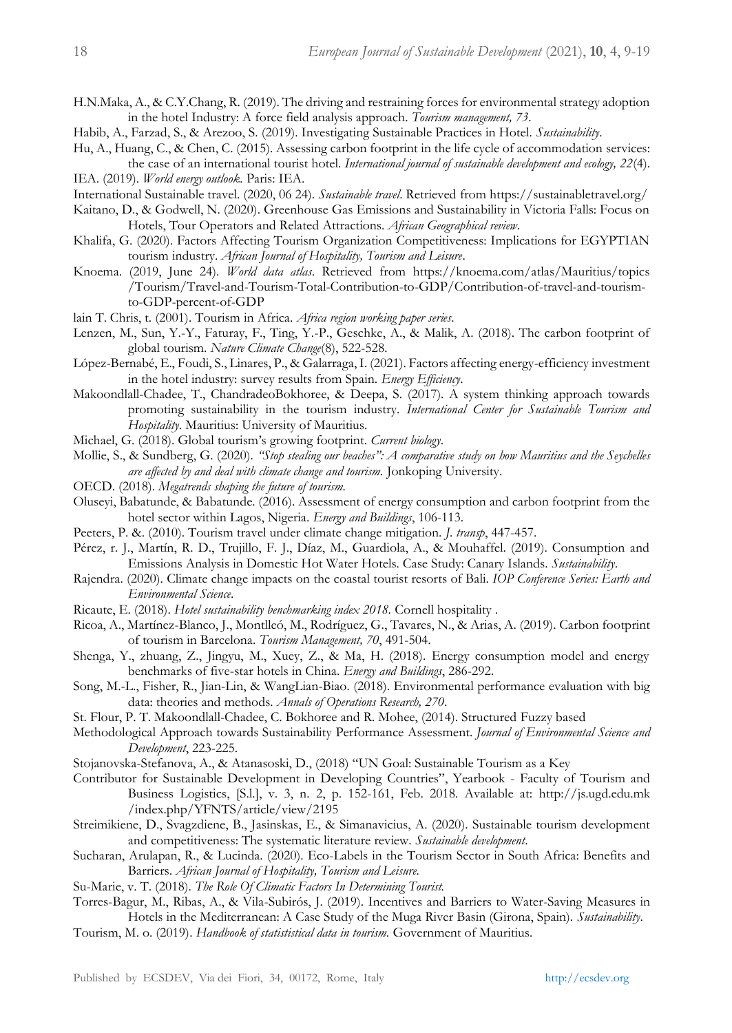H.N.Maka, A., & C.Y.Chang, R. (2019). The driving and restraining forces for environmental strategy adoption in the hotel Industry: A force field analysis approach. *Tourism management, 73*.

Habib, A., Farzad, S., & Arezoo, S. (2019). Investigating Sustainable Practices in Hotel. *Sustainability*.

Hu, A., Huang, C., & Chen, C. (2015). Assessing carbon footprint in the life cycle of accommodation services: the case of an international tourist hotel. *International journal of sustainable development and ecology, 22*(4).

IEA. (2019). *World energy outlook.* Paris: IEA.

International Sustainable travel. (2020, 06 24). *Sustainable travel*. Retrieved from https://sustainabletravel.org/

Kaitano, D., & Godwell, N. (2020). Greenhouse Gas Emissions and Sustainability in Victoria Falls: Focus on Hotels, Tour Operators and Related Attractions. *African Geographical review*.

Khalifa, G. (2020). Factors Affecting Tourism Organization Competitiveness: Implications for EGYPTIAN tourism industry. *African Journal of Hospitality, Tourism and Leisure*.

Knoema. (2019, June 24). *World data atlas*. Retrieved from https://knoema.com/atlas/Mauritius/topics/Tourism/Travel-and-Tourism-Total-Contribution-to-GDP/Contribution-of-travel-and-tourism-to-GDP-percent-of-GDP

lain T. Chris, t. (2001). Tourism in Africa. *Africa region working paper series*.

Lenzen, M., Sun, Y.-Y., Faturay, F., Ting, Y.-P., Geschke, A., & Malik, A. (2018). The carbon footprint of global tourism. *Nature Climate Change*(8), 522-528.

López-Bernabé, E., Foudi, S., Linares, P., & Galarraga, I. (2021). Factors affecting energy-efficiency investment in the hotel industry: survey results from Spain. *Energy Efficiency*.

Makoondlall-Chadee, T., ChandradeoBokhoree, & Deepa, S. (2017). A system thinking approach towards promoting sustainability in the tourism industry. *International Center for Sustainable Tourism and Hospitality*. Mauritius: University of Mauritius.

Michael, G. (2018). Global tourism's growing footprint. *Current biology*.

Mollie, S., & Sundberg, G. (2020). *"Stop stealing our beaches": A comparative study on how Mauritius and the Seychelles are affected by and deal with climate change and tourism.* Jonkoping University.

OECD. (2018). *Megatrends shaping the future of tourism.*

Oluseyi, Babatunde, & Babatunde. (2016). Assessment of energy consumption and carbon footprint from the hotel sector within Lagos, Nigeria. *Energy and Buildings*, 106-113.

Peeters, P. &. (2010). Tourism travel under climate change mitigation. *J. transp*, 447-457.

Pérez, r. J., Martín, R. D., Trujillo, F. J., Díaz, M., Guardiola, A., & Mouhaffel. (2019). Consumption and Emissions Analysis in Domestic Hot Water Hotels. Case Study: Canary Islands. *Sustainability*.

Rajendra. (2020). Climate change impacts on the coastal tourist resorts of Bali. *IOP Conference Series: Earth and Environmental Science*.

Ricaute, E. (2018). *Hotel sustainability benchmarking index 2018.* Cornell hospitality .

Ricoa, A., Martínez-Blanco, J., Montlleó, M., Rodríguez, G., Tavares, N., & Arias, A. (2019). Carbon footprint of tourism in Barcelona. *Tourism Management, 70*, 491-504.

Shenga, Y., zhuang, Z., Jingyu, M., Xuey, Z., & Ma, H. (2018). Energy consumption model and energy benchmarks of five-star hotels in China. *Energy and Buildings*, 286-292.

Song, M.-L., Fisher, R., Jian-Lin, & WangLian-Biao. (2018). Environmental performance evaluation with big data: theories and methods. *Annals of Operations Research, 270*.

St. Flour, P. T. Makoondlall-Chadee, C. Bokhoree and R. Mohee, (2014). Structured Fuzzy based Methodological Approach towards Sustainability Performance Assessment. *Journal of Environmental Science and Development*, 223-225.

Stojanovska-Stefanova, A., & Atanasoski, D., (2018) "UN Goal: Sustainable Tourism as a Key Contributor for Sustainable Development in Developing Countries", Yearbook - Faculty of Tourism and Business Logistics, [S.l.], v. 3, n. 2, p. 152-161, Feb. 2018. Available at: http://js.ugd.edu.mk/index.php/YFNTS/article/view/2195

Streimikiene, D., Svagzdiene, B., Jasinskas, E., & Simanavicius, A. (2020). Sustainable tourism development and competitiveness: The systematic literature review. *Sustainable development*.

Sucharan, Arulapan, R., & Lucinda. (2020). Eco-Labels in the Tourism Sector in South Africa: Benefits and Barriers. *African Journal of Hospitality, Tourism and Leisure*.

Su-Marie, v. T. (2018). *The Role Of Climatic Factors In Determining Tourist.*

Torres-Bagur, M., Ribas, A., & Vila-Subirós, J. (2019). Incentives and Barriers to Water-Saving Measures in Hotels in the Mediterranean: A Case Study of the Muga River Basin (Girona, Spain). *Sustainability*.

Tourism, M. o. (2019). *Handbook of statististical data in tourism.* Government of Mauritius.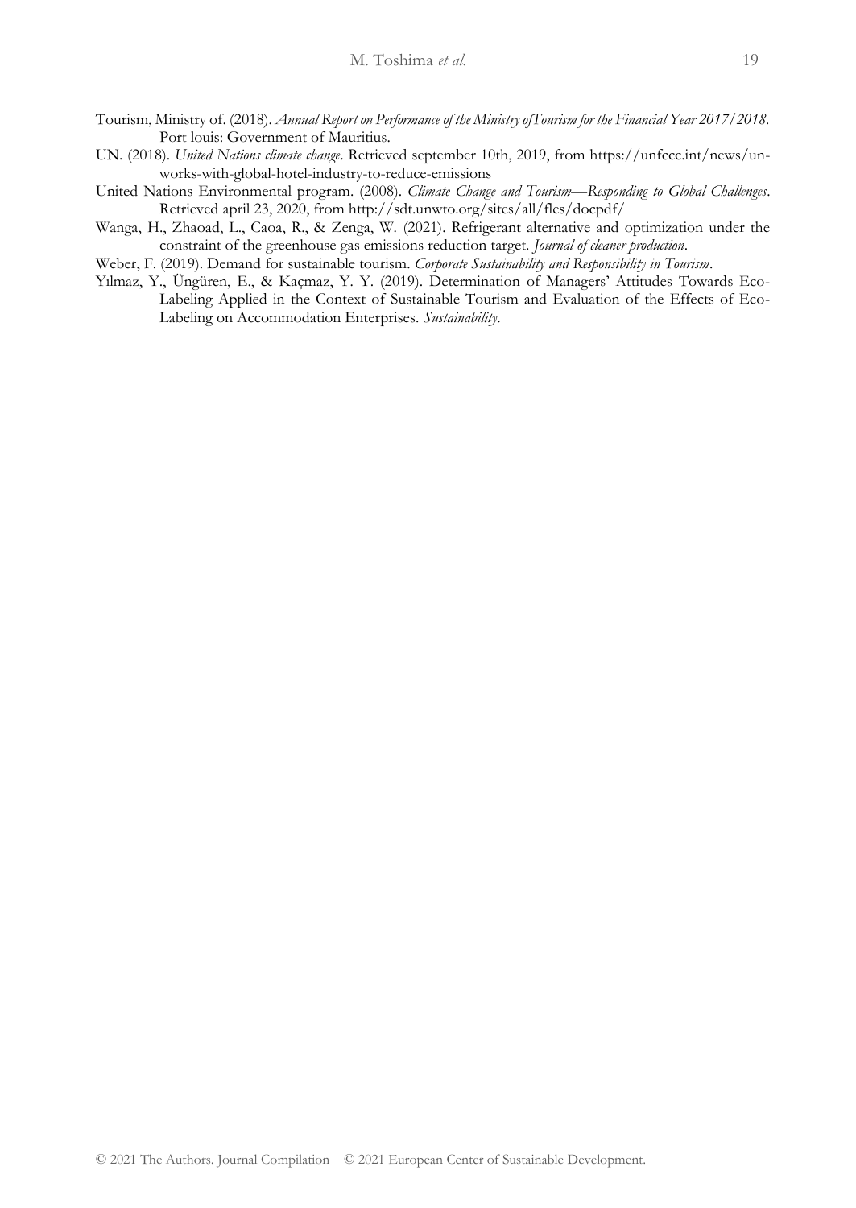Tourism, Ministry of. (2018). *Annual Report on Performance of the Ministry ofTourism for the Financial Year 2017/2018*. Port louis: Government of Mauritius.

UN. (2018). *United Nations climate change*. Retrieved september 10th, 2019, from https://unfccc.int/news/un-works-with-global-hotel-industry-to-reduce-emissions

United Nations Environmental program. (2008). *Climate Change and Tourism—Responding to Global Challenges*. Retrieved april 23, 2020, from http://sdt.unwto.org/sites/all/fles/docpdf/

Wanga, H., Zhaoad, L., Caoa, R., & Zenga, W. (2021). Refrigerant alternative and optimization under the constraint of the greenhouse gas emissions reduction target. *Journal of cleaner production*.

Weber, F. (2019). Demand for sustainable tourism. *Corporate Sustainability and Responsibility in Tourism*.

Yılmaz, Y., Üngüren, E., & Kaçmaz, Y. Y. (2019). Determination of Managers' Attitudes Towards Eco-Labeling Applied in the Context of Sustainable Tourism and Evaluation of the Effects of Eco-Labeling on Accommodation Enterprises. *Sustainability*.